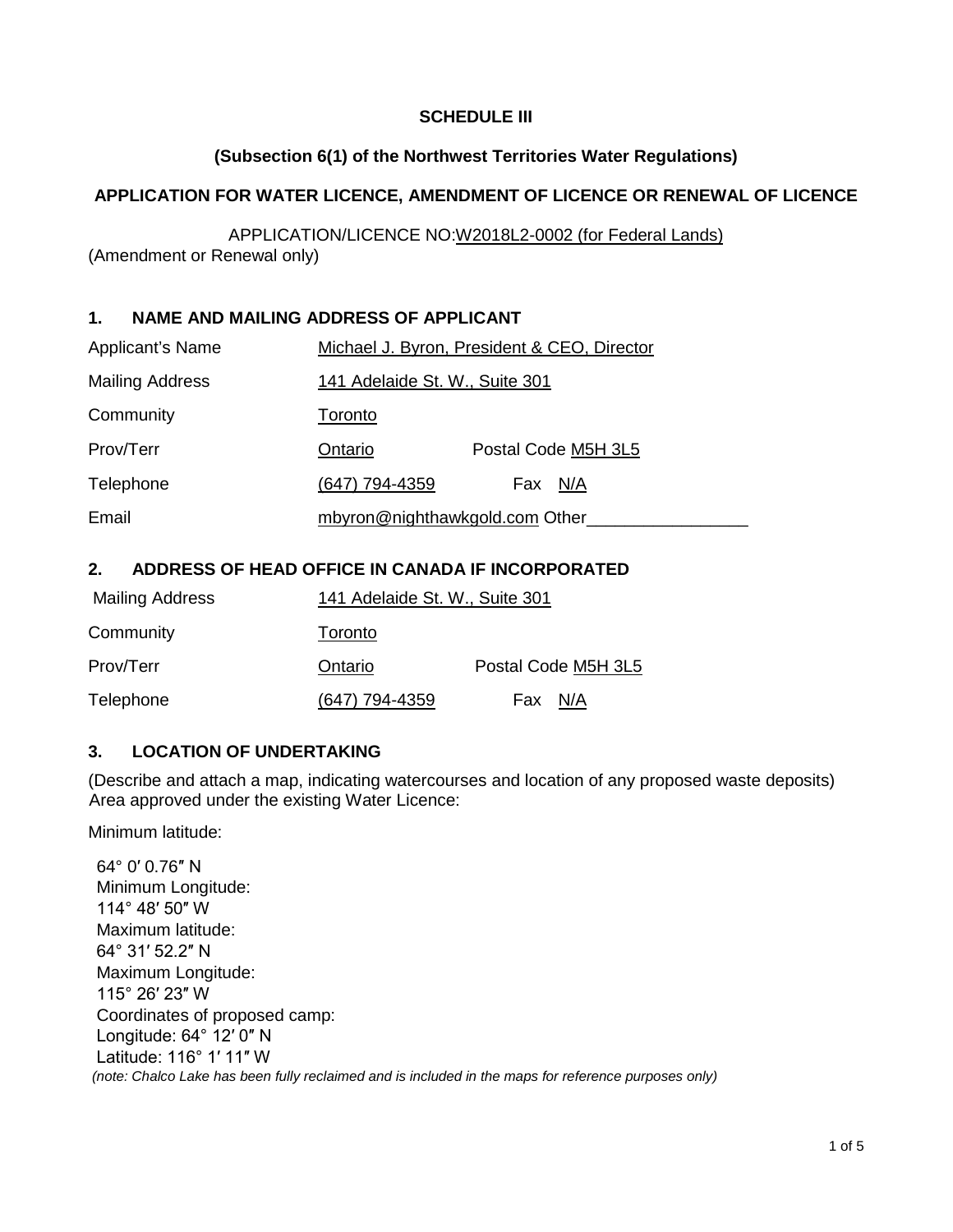**SCHEDULE III**

**(Subsection 6(1) of the Northwest Territories Water Regulations)**

**APPLICATION FOR WATER LICENCE, AMENDMENT OF LICENCE OR RENEWAL OF LICENCE**

APPLICATION/LICENCE NO: W2018L2-0002 (for Federal Lands)
(Amendment or Renewal only)

## 1. NAME AND MAILING ADDRESS OF APPLICANT

Applicant's Name: Michael J. Byron, President & CEO, Director

Mailing Address: 141 Adelaide St. W., Suite 301

Community: Toronto

Prov/Terr: Ontario    Postal Code: M5H 3L5

Telephone: (647) 794-4359    Fax: N/A

Email: mbyron@nighthawkgold.com    Other: ________________

## 2. ADDRESS OF HEAD OFFICE IN CANADA IF INCORPORATED

Mailing Address: 141 Adelaide St. W., Suite 301

Community: Toronto

Prov/Terr: Ontario    Postal Code: M5H 3L5

Telephone: (647) 794-4359    Fax: N/A

## 3. LOCATION OF UNDERTAKING

(Describe and attach a map, indicating watercourses and location of any proposed waste deposits)
Area approved under the existing Water Licence:

Minimum latitude:

64° 0′ 0.76″ N
Minimum Longitude:
114° 48′ 50″ W
Maximum latitude:
64° 31′ 52.2″ N
Maximum Longitude:
115° 26′ 23″ W
Coordinates of proposed camp:
Longitude: 64° 12′ 0″ N
Latitude: 116° 1′ 11″ W

*(note: Chalco Lake has been fully reclaimed and is included in the maps for reference purposes only)*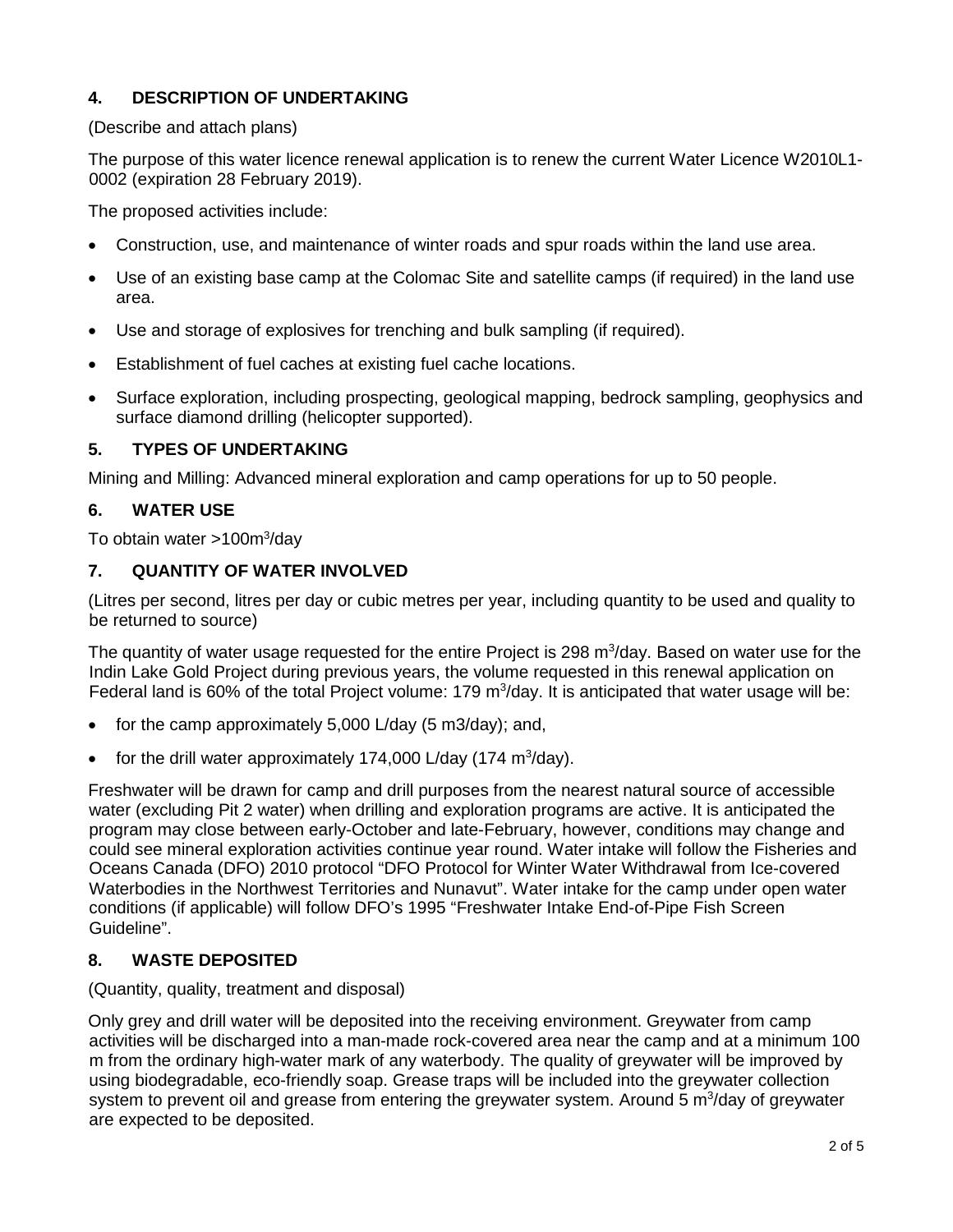## 4. DESCRIPTION OF UNDERTAKING

(Describe and attach plans)

The purpose of this water licence renewal application is to renew the current Water Licence W2010L1-0002 (expiration 28 February 2019).

The proposed activities include:

- Construction, use, and maintenance of winter roads and spur roads within the land use area.
- Use of an existing base camp at the Colomac Site and satellite camps (if required) in the land use area.
- Use and storage of explosives for trenching and bulk sampling (if required).
- Establishment of fuel caches at existing fuel cache locations.
- Surface exploration, including prospecting, geological mapping, bedrock sampling, geophysics and surface diamond drilling (helicopter supported).

## 5. TYPES OF UNDERTAKING

Mining and Milling: Advanced mineral exploration and camp operations for up to 50 people.

## 6. WATER USE

To obtain water >100m$^3$/day

## 7. QUANTITY OF WATER INVOLVED

(Litres per second, litres per day or cubic metres per year, including quantity to be used and quality to be returned to source)

The quantity of water usage requested for the entire Project is 298 m$^3$/day. Based on water use for the Indin Lake Gold Project during previous years, the volume requested in this renewal application on Federal land is 60% of the total Project volume: 179 m$^3$/day. It is anticipated that water usage will be:

- for the camp approximately 5,000 L/day (5 m3/day); and,
- for the drill water approximately 174,000 L/day (174 m$^3$/day).

Freshwater will be drawn for camp and drill purposes from the nearest natural source of accessible water (excluding Pit 2 water) when drilling and exploration programs are active. It is anticipated the program may close between early-October and late-February, however, conditions may change and could see mineral exploration activities continue year round. Water intake will follow the Fisheries and Oceans Canada (DFO) 2010 protocol "DFO Protocol for Winter Water Withdrawal from Ice-covered Waterbodies in the Northwest Territories and Nunavut". Water intake for the camp under open water conditions (if applicable) will follow DFO's 1995 "Freshwater Intake End-of-Pipe Fish Screen Guideline".

## 8. WASTE DEPOSITED

(Quantity, quality, treatment and disposal)

Only grey and drill water will be deposited into the receiving environment. Greywater from camp activities will be discharged into a man-made rock-covered area near the camp and at a minimum 100 m from the ordinary high-water mark of any waterbody. The quality of greywater will be improved by using biodegradable, eco-friendly soap. Grease traps will be included into the greywater collection system to prevent oil and grease from entering the greywater system. Around 5 m$^3$/day of greywater are expected to be deposited.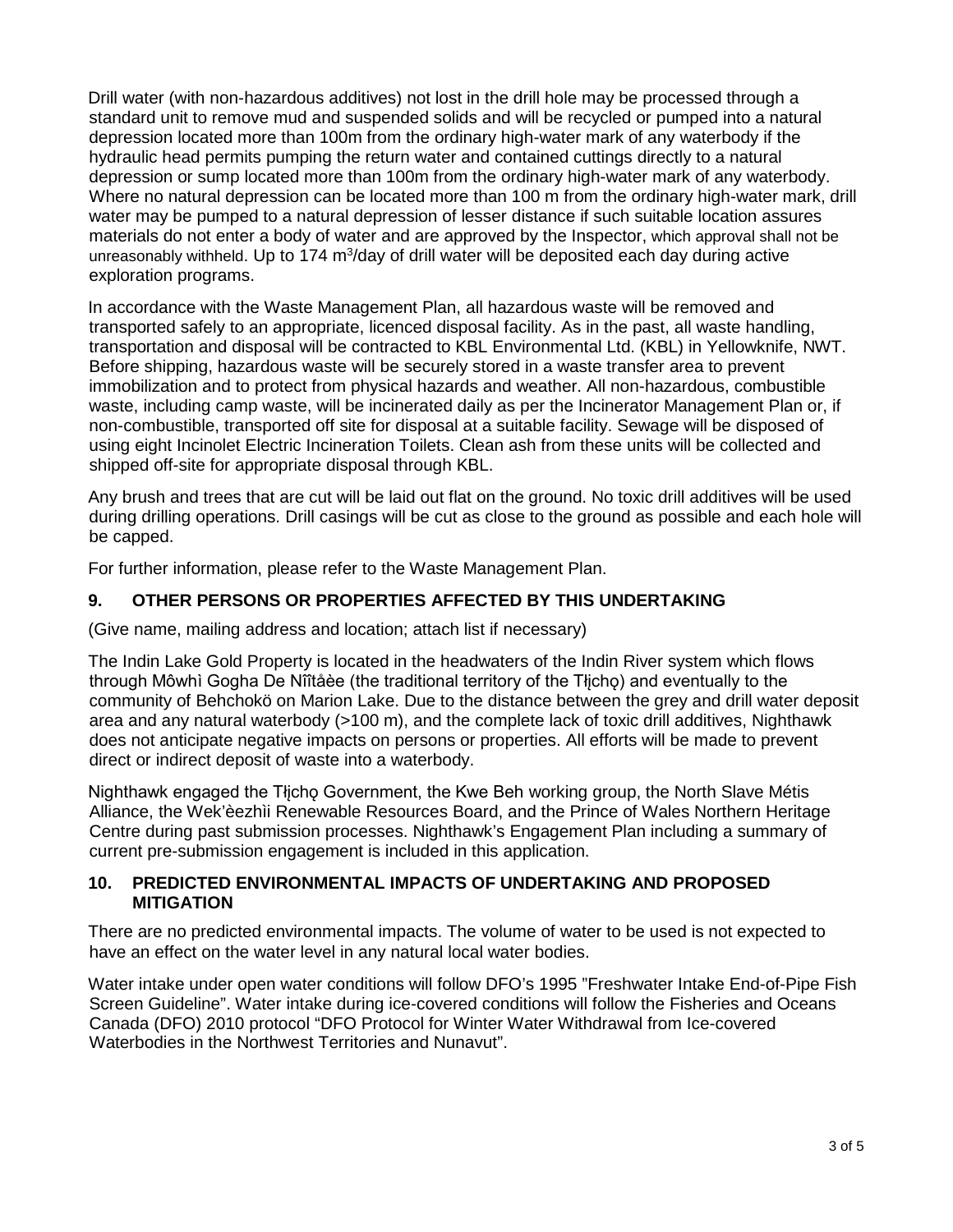Drill water (with non-hazardous additives) not lost in the drill hole may be processed through a standard unit to remove mud and suspended solids and will be recycled or pumped into a natural depression located more than 100m from the ordinary high-water mark of any waterbody if the hydraulic head permits pumping the return water and contained cuttings directly to a natural depression or sump located more than 100m from the ordinary high-water mark of any waterbody. Where no natural depression can be located more than 100 m from the ordinary high-water mark, drill water may be pumped to a natural depression of lesser distance if such suitable location assures materials do not enter a body of water and are approved by the Inspector, which approval shall not be unreasonably withheld. Up to 174 $m^3$/day of drill water will be deposited each day during active exploration programs.

In accordance with the Waste Management Plan, all hazardous waste will be removed and transported safely to an appropriate, licenced disposal facility. As in the past, all waste handling, transportation and disposal will be contracted to KBL Environmental Ltd. (KBL) in Yellowknife, NWT. Before shipping, hazardous waste will be securely stored in a waste transfer area to prevent immobilization and to protect from physical hazards and weather. All non-hazardous, combustible waste, including camp waste, will be incinerated daily as per the Incinerator Management Plan or, if non-combustible, transported off site for disposal at a suitable facility. Sewage will be disposed of using eight Incinolet Electric Incineration Toilets. Clean ash from these units will be collected and shipped off-site for appropriate disposal through KBL.

Any brush and trees that are cut will be laid out flat on the ground. No toxic drill additives will be used during drilling operations. Drill casings will be cut as close to the ground as possible and each hole will be capped.

For further information, please refer to the Waste Management Plan.

## 9. OTHER PERSONS OR PROPERTIES AFFECTED BY THIS UNDERTAKING

(Give name, mailing address and location; attach list if necessary)

The Indin Lake Gold Property is located in the headwaters of the Indin River system which flows through Môwhì Gogha De Nîîtåèe (the traditional territory of the Tłįchǫ) and eventually to the community of Behchokö on Marion Lake. Due to the distance between the grey and drill water deposit area and any natural waterbody (>100 m), and the complete lack of toxic drill additives, Nighthawk does not anticipate negative impacts on persons or properties. All efforts will be made to prevent direct or indirect deposit of waste into a waterbody.

Nighthawk engaged the Tłįchǫ Government, the Kwe Beh working group, the North Slave Métis Alliance, the Wek'èezhìi Renewable Resources Board, and the Prince of Wales Northern Heritage Centre during past submission processes. Nighthawk's Engagement Plan including a summary of current pre-submission engagement is included in this application.

## 10. PREDICTED ENVIRONMENTAL IMPACTS OF UNDERTAKING AND PROPOSED MITIGATION

There are no predicted environmental impacts. The volume of water to be used is not expected to have an effect on the water level in any natural local water bodies.

Water intake under open water conditions will follow DFO's 1995 "Freshwater Intake End-of-Pipe Fish Screen Guideline". Water intake during ice-covered conditions will follow the Fisheries and Oceans Canada (DFO) 2010 protocol "DFO Protocol for Winter Water Withdrawal from Ice-covered Waterbodies in the Northwest Territories and Nunavut".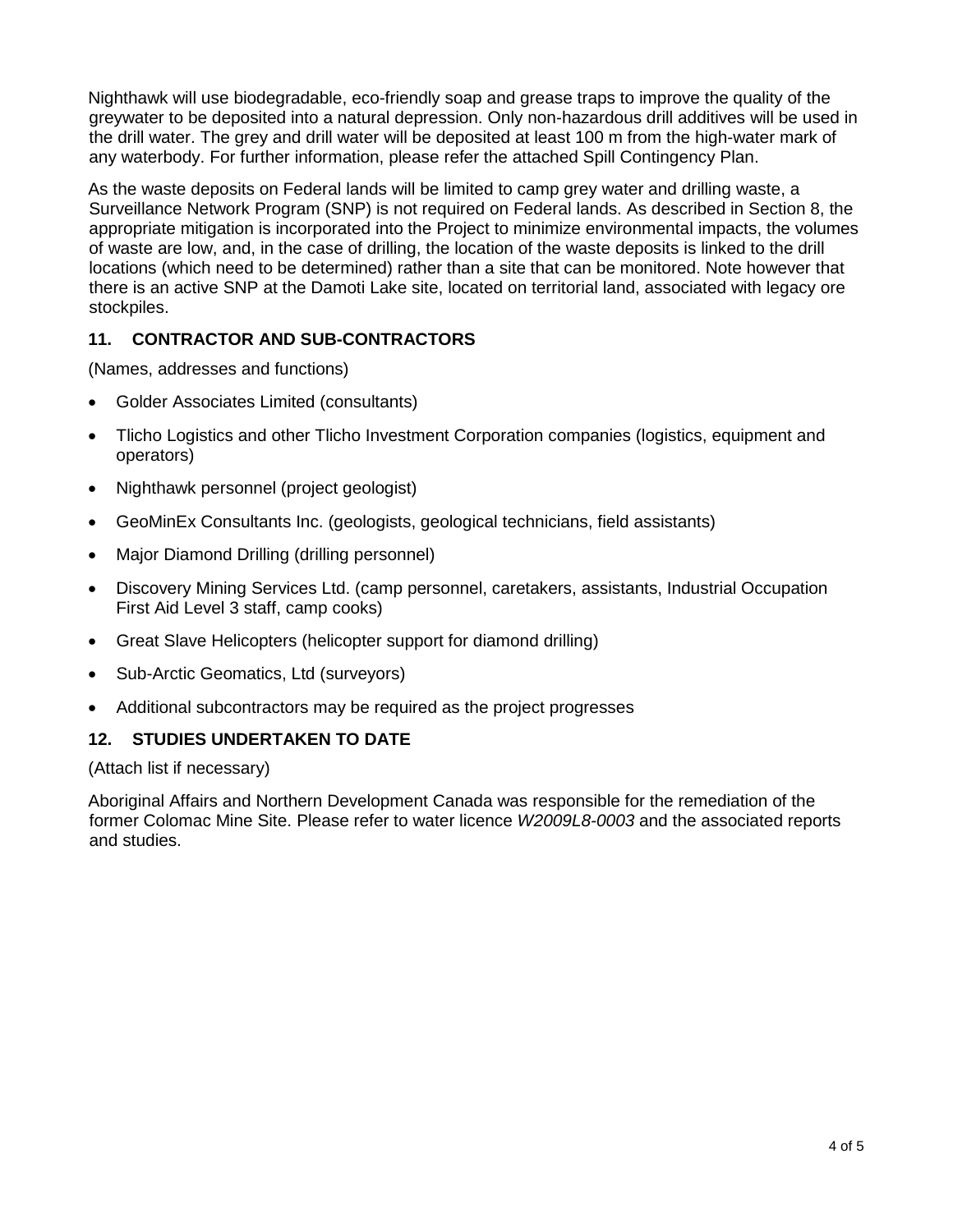Nighthawk will use biodegradable, eco-friendly soap and grease traps to improve the quality of the greywater to be deposited into a natural depression. Only non-hazardous drill additives will be used in the drill water. The grey and drill water will be deposited at least 100 m from the high-water mark of any waterbody. For further information, please refer the attached Spill Contingency Plan.

As the waste deposits on Federal lands will be limited to camp grey water and drilling waste, a Surveillance Network Program (SNP) is not required on Federal lands. As described in Section 8, the appropriate mitigation is incorporated into the Project to minimize environmental impacts, the volumes of waste are low, and, in the case of drilling, the location of the waste deposits is linked to the drill locations (which need to be determined) rather than a site that can be monitored. Note however that there is an active SNP at the Damoti Lake site, located on territorial land, associated with legacy ore stockpiles.

## 11. CONTRACTOR AND SUB-CONTRACTORS

(Names, addresses and functions)

- Golder Associates Limited (consultants)
- Tlicho Logistics and other Tlicho Investment Corporation companies (logistics, equipment and operators)
- Nighthawk personnel (project geologist)
- GeoMinEx Consultants Inc. (geologists, geological technicians, field assistants)
- Major Diamond Drilling (drilling personnel)
- Discovery Mining Services Ltd. (camp personnel, caretakers, assistants, Industrial Occupation First Aid Level 3 staff, camp cooks)
- Great Slave Helicopters (helicopter support for diamond drilling)
- Sub-Arctic Geomatics, Ltd (surveyors)
- Additional subcontractors may be required as the project progresses

## 12. STUDIES UNDERTAKEN TO DATE

(Attach list if necessary)

Aboriginal Affairs and Northern Development Canada was responsible for the remediation of the former Colomac Mine Site. Please refer to water licence *W2009L8-0003* and the associated reports and studies.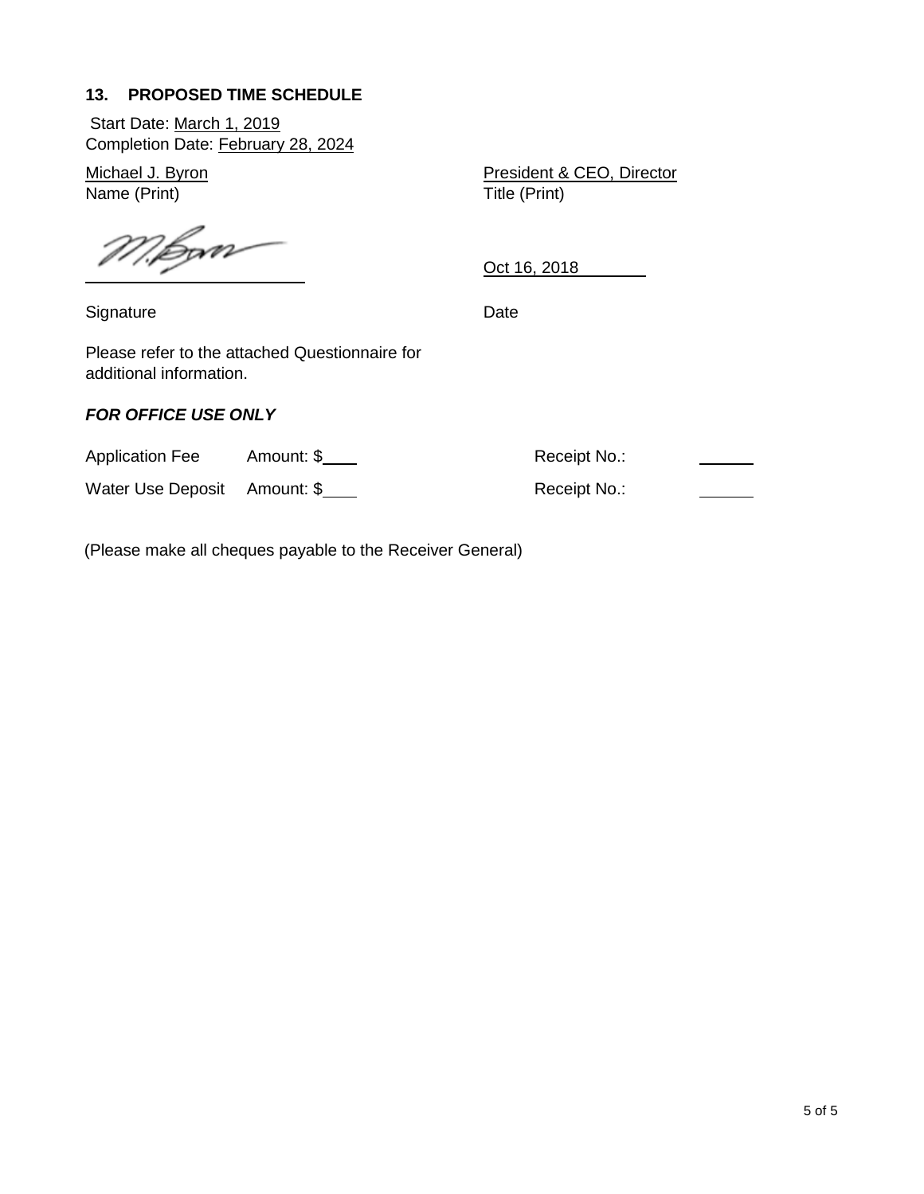## 13. PROPOSED TIME SCHEDULE

Start Date: March 1, 2019
Completion Date: February 28, 2024

Michael J. Byron
Name (Print)

President & CEO, Director
Title (Print)

Signature

Oct 16, 2018
Date

Please refer to the attached Questionnaire for additional information.

***FOR OFFICE USE ONLY***

| | | | |
|---|---|---|---|
| Application Fee | Amount: $ | Receipt No.: | |
| Water Use Deposit | Amount: $ | Receipt No.: | |

(Please make all cheques payable to the Receiver General)